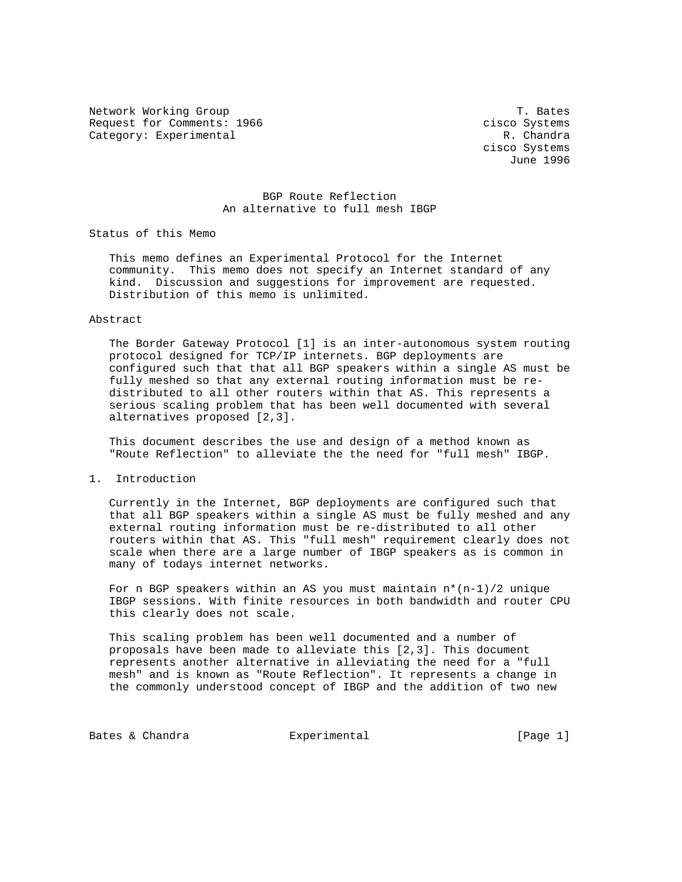Network Working Group T. Bates
Request for Comments: 1966 cisco Systems
Category: Experimental R. Chandra
cisco Systems
June 1996

# BGP Route Reflection
## An alternative to full mesh IBGP

### Status of this Memo

This memo defines an Experimental Protocol for the Internet community. This memo does not specify an Internet standard of any kind. Discussion and suggestions for improvement are requested. Distribution of this memo is unlimited.

### Abstract

The Border Gateway Protocol [1] is an inter-autonomous system routing protocol designed for TCP/IP internets. BGP deployments are configured such that that all BGP speakers within a single AS must be fully meshed so that any external routing information must be re-distributed to all other routers within that AS. This represents a serious scaling problem that has been well documented with several alternatives proposed [2,3].

This document describes the use and design of a method known as "Route Reflection" to alleviate the the need for "full mesh" IBGP.

## 1. Introduction

Currently in the Internet, BGP deployments are configured such that that all BGP speakers within a single AS must be fully meshed and any external routing information must be re-distributed to all other routers within that AS. This "full mesh" requirement clearly does not scale when there are a large number of IBGP speakers as is common in many of todays internet networks.

For n BGP speakers within an AS you must maintain $n*(n-1)/2$ unique IBGP sessions. With finite resources in both bandwidth and router CPU this clearly does not scale.

This scaling problem has been well documented and a number of proposals have been made to alleviate this [2,3]. This document represents another alternative in alleviating the need for a "full mesh" and is known as "Route Reflection". It represents a change in the commonly understood concept of IBGP and the addition of two new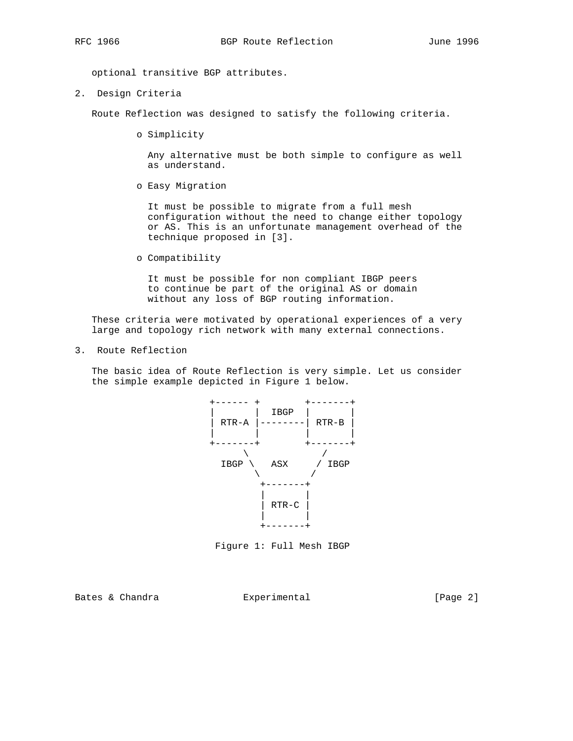optional transitive BGP attributes.

## 2. Design Criteria

Route Reflection was designed to satisfy the following criteria.

- Simplicity

  Any alternative must be both simple to configure as well as understand.

- Easy Migration

  It must be possible to migrate from a full mesh configuration without the need to change either topology or AS. This is an unfortunate management overhead of the technique proposed in [3].

- Compatibility

  It must be possible for non compliant IBGP peers to continue be part of the original AS or domain without any loss of BGP routing information.

These criteria were motivated by operational experiences of a very large and topology rich network with many external connections.

## 3. Route Reflection

The basic idea of Route Reflection is very simple. Let us consider the simple example depicted in Figure 1 below.

```
+------ +        +-------+
|       |  IBGP  |       |
| RTR-A |--------| RTR-B |
|       |        |       |
+-------+        +-------+
      \            /
  IBGP \   ASX    / IBGP
        \        /
         +-------+
         |       |
         | RTR-C |
         |       |
         +-------+
```

Figure 1: Full Mesh IBGP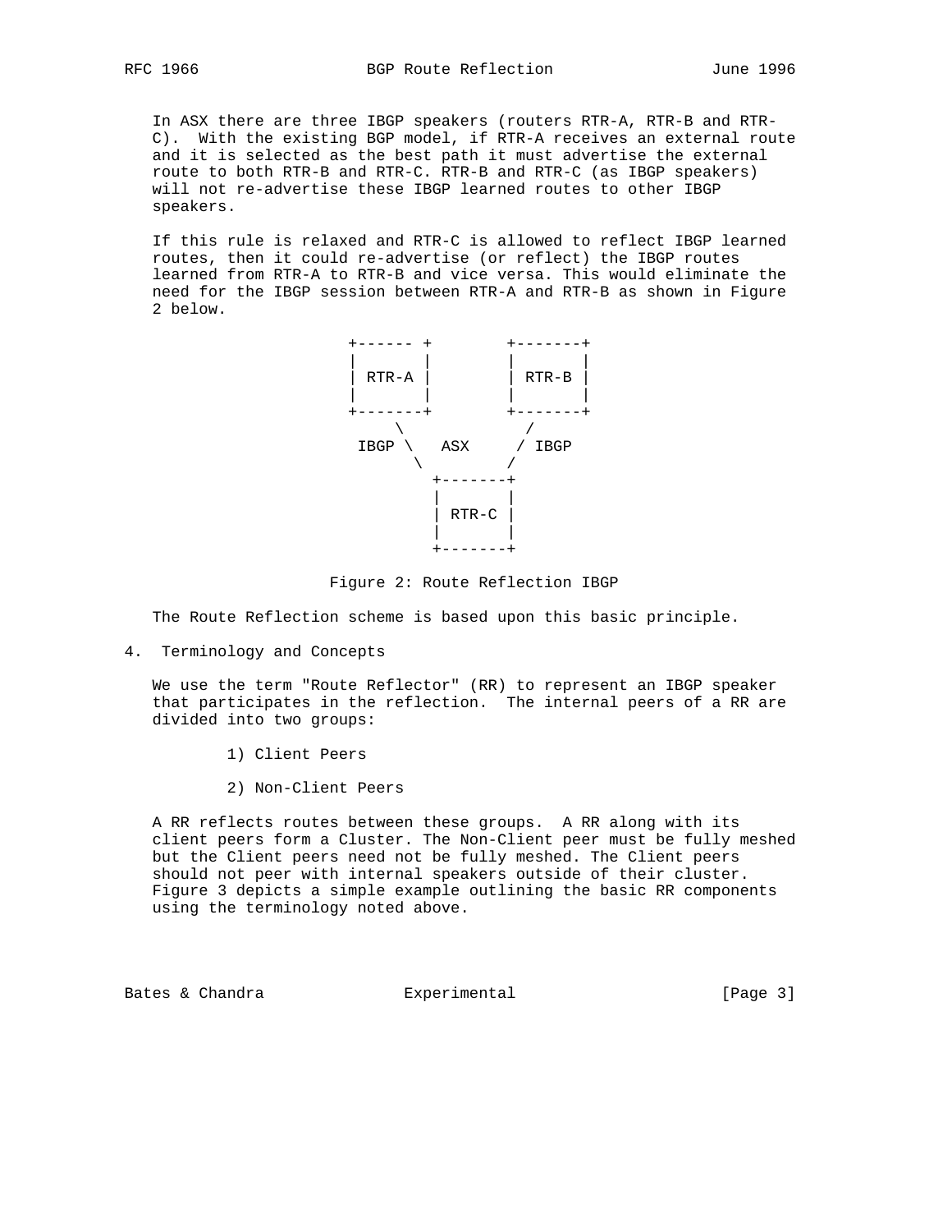In ASX there are three IBGP speakers (routers RTR-A, RTR-B and RTR-C). With the existing BGP model, if RTR-A receives an external route and it is selected as the best path it must advertise the external route to both RTR-B and RTR-C. RTR-B and RTR-C (as IBGP speakers) will not re-advertise these IBGP learned routes to other IBGP speakers.

If this rule is relaxed and RTR-C is allowed to reflect IBGP learned routes, then it could re-advertise (or reflect) the IBGP routes learned from RTR-A to RTR-B and vice versa. This would eliminate the need for the IBGP session between RTR-A and RTR-B as shown in Figure 2 below.

```
          +------ +        +-------+
          |       |        |       |
          | RTR-A |        | RTR-B |
          |       |        |       |
          +-------+        +-------+
               \                /
           IBGP \   ASX      / IBGP
                 \          /
                  +-------+
                  |       |
                  | RTR-C |
                  |       |
                  +-------+
```

Figure 2: Route Reflection IBGP

The Route Reflection scheme is based upon this basic principle.

## 4. Terminology and Concepts

We use the term "Route Reflector" (RR) to represent an IBGP speaker that participates in the reflection. The internal peers of a RR are divided into two groups:

1) Client Peers

2) Non-Client Peers

A RR reflects routes between these groups. A RR along with its client peers form a Cluster. The Non-Client peer must be fully meshed but the Client peers need not be fully meshed. The Client peers should not peer with internal speakers outside of their cluster. Figure 3 depicts a simple example outlining the basic RR components using the terminology noted above.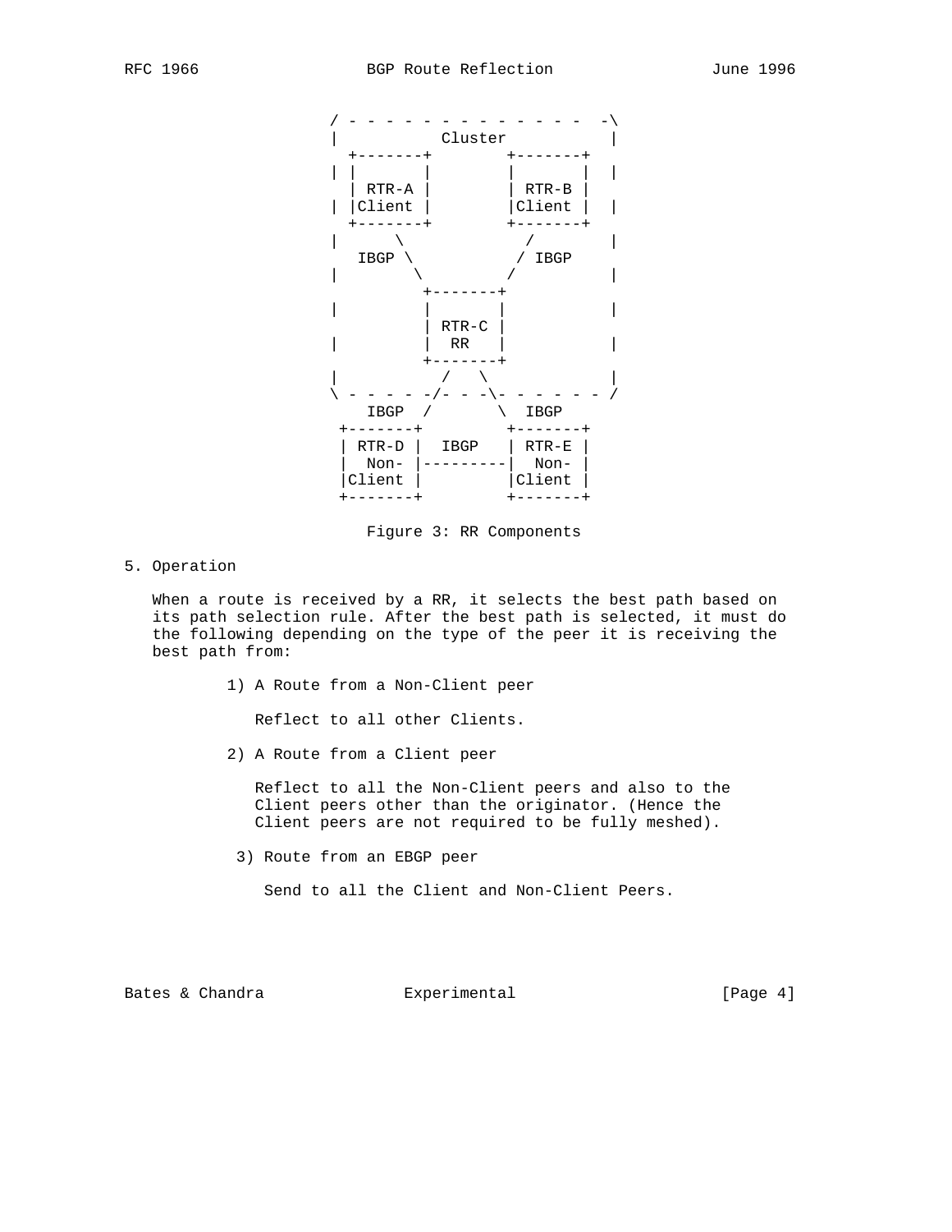```
              / - - - - - - - - - - - - - -  -\
              |           Cluster             |
                +-------+        +-------+
              | |       |        |       |  |
                | RTR-A |        | RTR-B |
              | |Client |        |Client |  |
                +-------+        +-------+
              |      \              /         |
                 IBGP \            / IBGP
              |        \          /           |
                        +-------+
              |         |       |             |
                        | RTR-C |
              |         |  RR   |             |
                        +-------+
              |           /   \               |
              \ - - - - -/- - -\- - - - - - /
                  IBGP  /       \  IBGP
               +-------+         +-------+
               | RTR-D |  IBGP   | RTR-E |
               |  Non- |---------|  Non- |
               |Client |         |Client |
               +-------+         +-------+
```

Figure 3: RR Components

## 5. Operation

When a route is received by a RR, it selects the best path based on its path selection rule. After the best path is selected, it must do the following depending on the type of the peer it is receiving the best path from:

1) A Route from a Non-Client peer

   Reflect to all other Clients.

2) A Route from a Client peer

   Reflect to all the Non-Client peers and also to the Client peers other than the originator. (Hence the Client peers are not required to be fully meshed).

3) Route from an EBGP peer

   Send to all the Client and Non-Client Peers.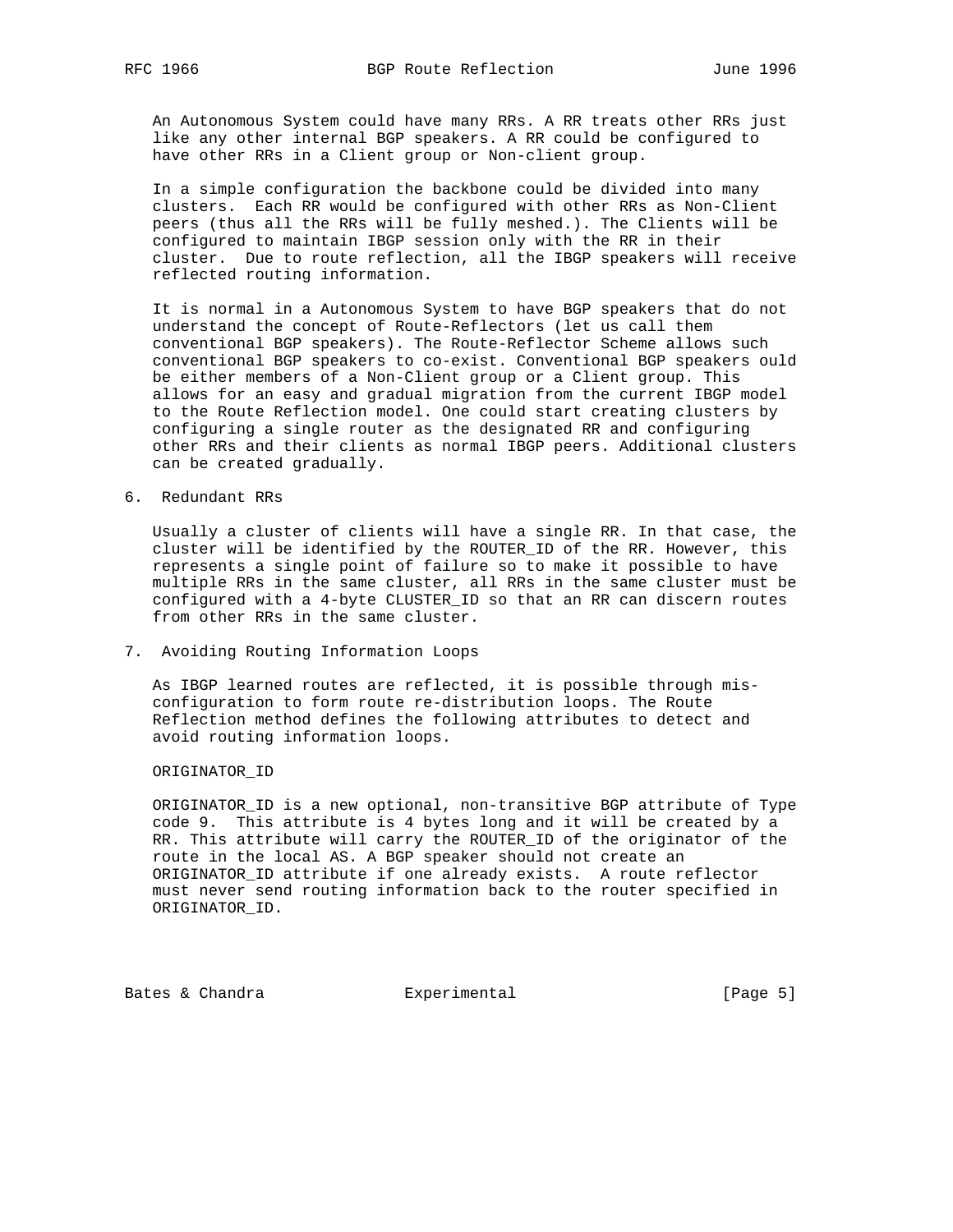An Autonomous System could have many RRs. A RR treats other RRs just like any other internal BGP speakers. A RR could be configured to have other RRs in a Client group or Non-client group.

In a simple configuration the backbone could be divided into many clusters. Each RR would be configured with other RRs as Non-Client peers (thus all the RRs will be fully meshed.). The Clients will be configured to maintain IBGP session only with the RR in their cluster. Due to route reflection, all the IBGP speakers will receive reflected routing information.

It is normal in a Autonomous System to have BGP speakers that do not understand the concept of Route-Reflectors (let us call them conventional BGP speakers). The Route-Reflector Scheme allows such conventional BGP speakers to co-exist. Conventional BGP speakers ould be either members of a Non-Client group or a Client group. This allows for an easy and gradual migration from the current IBGP model to the Route Reflection model. One could start creating clusters by configuring a single router as the designated RR and configuring other RRs and their clients as normal IBGP peers. Additional clusters can be created gradually.

## 6. Redundant RRs

Usually a cluster of clients will have a single RR. In that case, the cluster will be identified by the ROUTER_ID of the RR. However, this represents a single point of failure so to make it possible to have multiple RRs in the same cluster, all RRs in the same cluster must be configured with a 4-byte CLUSTER_ID so that an RR can discern routes from other RRs in the same cluster.

## 7. Avoiding Routing Information Loops

As IBGP learned routes are reflected, it is possible through mis-configuration to form route re-distribution loops. The Route Reflection method defines the following attributes to detect and avoid routing information loops.

ORIGINATOR_ID

ORIGINATOR_ID is a new optional, non-transitive BGP attribute of Type code 9. This attribute is 4 bytes long and it will be created by a RR. This attribute will carry the ROUTER_ID of the originator of the route in the local AS. A BGP speaker should not create an ORIGINATOR_ID attribute if one already exists. A route reflector must never send routing information back to the router specified in ORIGINATOR_ID.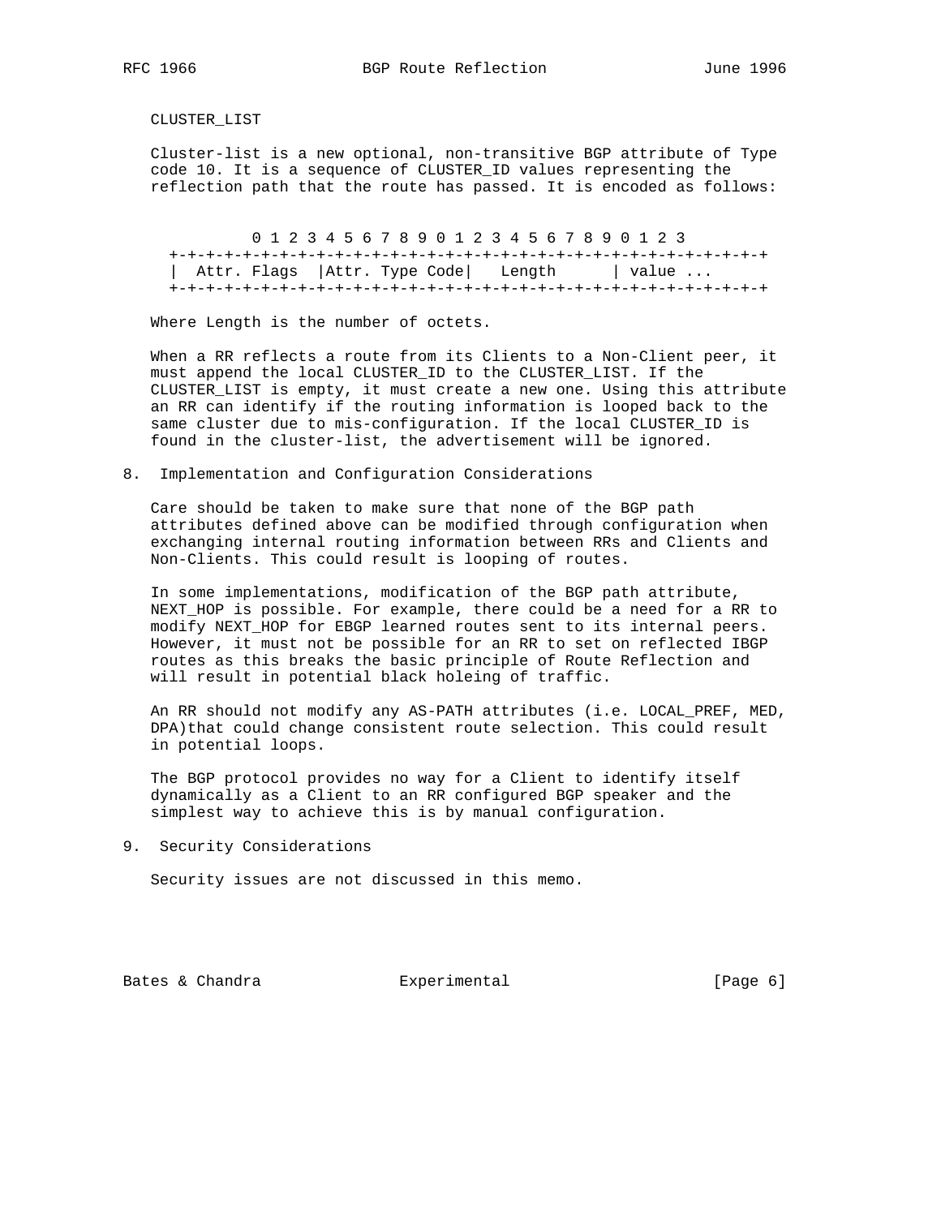CLUSTER_LIST

Cluster-list is a new optional, non-transitive BGP attribute of Type code 10. It is a sequence of CLUSTER_ID values representing the reflection path that the route has passed. It is encoded as follows:

```
            0 1 2 3 4 5 6 7 8 9 0 1 2 3 4 5 6 7 8 9 0 1 2 3
      +-+-+-+-+-+-+-+-+-+-+-+-+-+-+-+-+-+-+-+-+-+-+-+-+-+-+-+-+-+-+-+-+
      |  Attr. Flags  |Attr. Type Code|   Length      | value ...
      +-+-+-+-+-+-+-+-+-+-+-+-+-+-+-+-+-+-+-+-+-+-+-+-+-+-+-+-+-+-+-+-+
```

Where Length is the number of octets.

When a RR reflects a route from its Clients to a Non-Client peer, it must append the local CLUSTER_ID to the CLUSTER_LIST. If the CLUSTER_LIST is empty, it must create a new one. Using this attribute an RR can identify if the routing information is looped back to the same cluster due to mis-configuration. If the local CLUSTER_ID is found in the cluster-list, the advertisement will be ignored.

## 8. Implementation and Configuration Considerations

Care should be taken to make sure that none of the BGP path attributes defined above can be modified through configuration when exchanging internal routing information between RRs and Clients and Non-Clients. This could result is looping of routes.

In some implementations, modification of the BGP path attribute, NEXT_HOP is possible. For example, there could be a need for a RR to modify NEXT_HOP for EBGP learned routes sent to its internal peers. However, it must not be possible for an RR to set on reflected IBGP routes as this breaks the basic principle of Route Reflection and will result in potential black holeing of traffic.

An RR should not modify any AS-PATH attributes (i.e. LOCAL_PREF, MED, DPA)that could change consistent route selection. This could result in potential loops.

The BGP protocol provides no way for a Client to identify itself dynamically as a Client to an RR configured BGP speaker and the simplest way to achieve this is by manual configuration.

## 9. Security Considerations

Security issues are not discussed in this memo.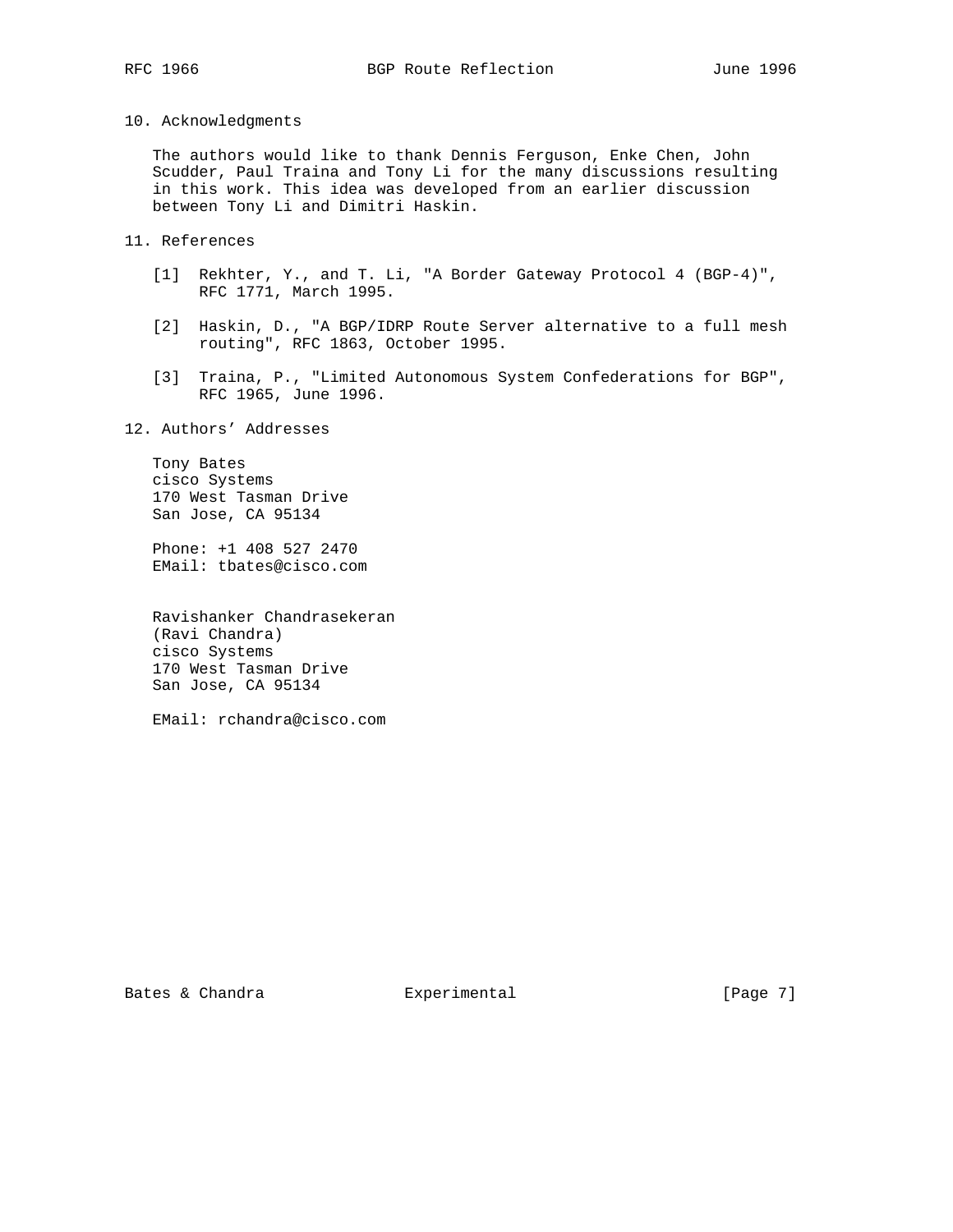## 10. Acknowledgments

The authors would like to thank Dennis Ferguson, Enke Chen, John Scudder, Paul Traina and Tony Li for the many discussions resulting in this work. This idea was developed from an earlier discussion between Tony Li and Dimitri Haskin.

## 11. References

[1] Rekhter, Y., and T. Li, "A Border Gateway Protocol 4 (BGP-4)", RFC 1771, March 1995.

[2] Haskin, D., "A BGP/IDRP Route Server alternative to a full mesh routing", RFC 1863, October 1995.

[3] Traina, P., "Limited Autonomous System Confederations for BGP", RFC 1965, June 1996.

## 12. Authors' Addresses

Tony Bates
cisco Systems
170 West Tasman Drive
San Jose, CA 95134

Phone: +1 408 527 2470
EMail: tbates@cisco.com

Ravishanker Chandrasekeran
(Ravi Chandra)
cisco Systems
170 West Tasman Drive
San Jose, CA 95134

EMail: rchandra@cisco.com